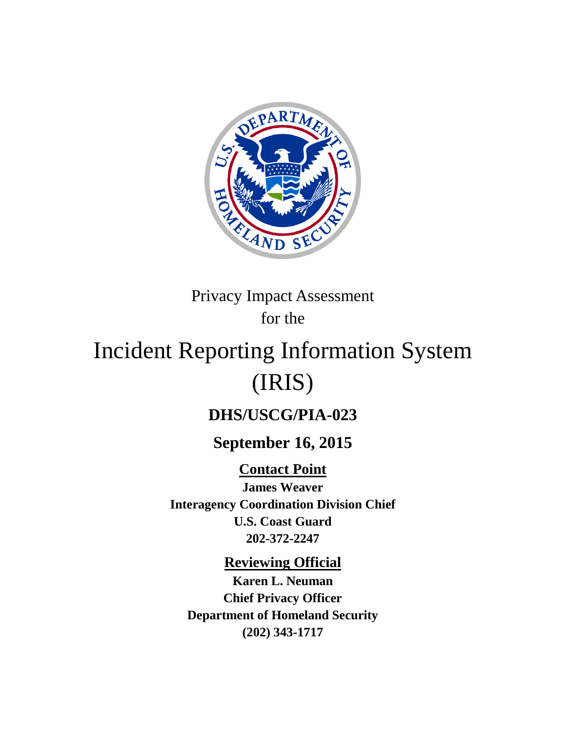Privacy Impact Assessment

for the

# Incident Reporting Information System (IRIS)

## DHS/USCG/PIA-023

## September 16, 2015

**Contact Point**

**James Weaver**

**Interagency Coordination Division Chief**

**U.S. Coast Guard**

**202-372-2247**

**Reviewing Official**

**Karen L. Neuman**

**Chief Privacy Officer**

**Department of Homeland Security**

**(202) 343-1717**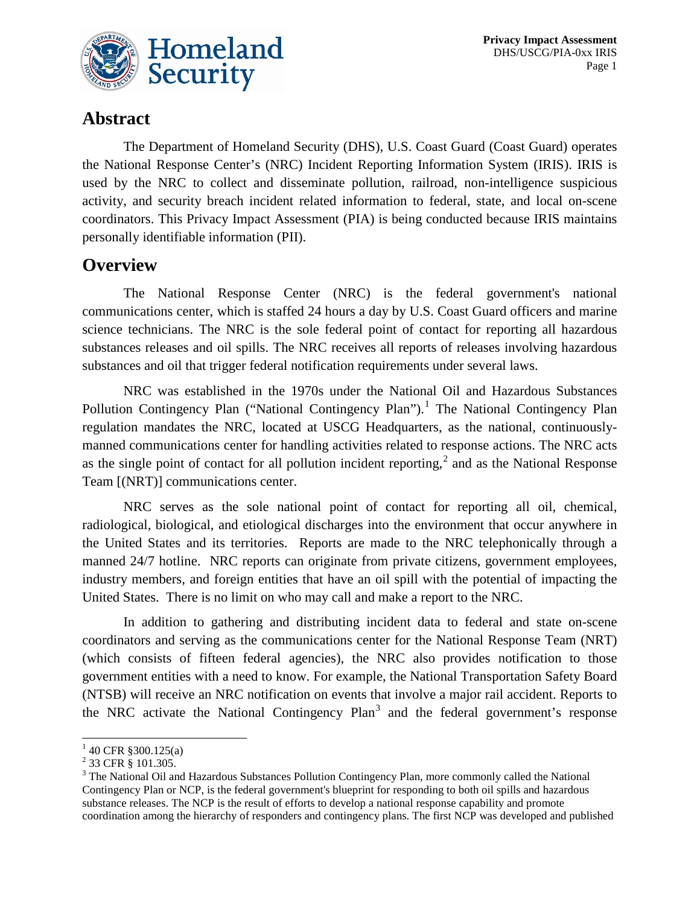## Abstract

The Department of Homeland Security (DHS), U.S. Coast Guard (Coast Guard) operates the National Response Center's (NRC) Incident Reporting Information System (IRIS). IRIS is used by the NRC to collect and disseminate pollution, railroad, non-intelligence suspicious activity, and security breach incident related information to federal, state, and local on-scene coordinators. This Privacy Impact Assessment (PIA) is being conducted because IRIS maintains personally identifiable information (PII).

## Overview

The National Response Center (NRC) is the federal government's national communications center, which is staffed 24 hours a day by U.S. Coast Guard officers and marine science technicians. The NRC is the sole federal point of contact for reporting all hazardous substances releases and oil spills. The NRC receives all reports of releases involving hazardous substances and oil that trigger federal notification requirements under several laws.

NRC was established in the 1970s under the National Oil and Hazardous Substances Pollution Contingency Plan ("National Contingency Plan").[1] The National Contingency Plan regulation mandates the NRC, located at USCG Headquarters, as the national, continuously-manned communications center for handling activities related to response actions. The NRC acts as the single point of contact for all pollution incident reporting,[2] and as the National Response Team [(NRT)] communications center.

NRC serves as the sole national point of contact for reporting all oil, chemical, radiological, biological, and etiological discharges into the environment that occur anywhere in the United States and its territories. Reports are made to the NRC telephonically through a manned 24/7 hotline. NRC reports can originate from private citizens, government employees, industry members, and foreign entities that have an oil spill with the potential of impacting the United States. There is no limit on who may call and make a report to the NRC.

In addition to gathering and distributing incident data to federal and state on-scene coordinators and serving as the communications center for the National Response Team (NRT) (which consists of fifteen federal agencies), the NRC also provides notification to those government entities with a need to know. For example, the National Transportation Safety Board (NTSB) will receive an NRC notification on events that involve a major rail accident. Reports to the NRC activate the National Contingency Plan[3] and the federal government's response

[1] 40 CFR §300.125(a)

[2] 33 CFR § 101.305.

[3] The National Oil and Hazardous Substances Pollution Contingency Plan, more commonly called the National Contingency Plan or NCP, is the federal government's blueprint for responding to both oil spills and hazardous substance releases. The NCP is the result of efforts to develop a national response capability and promote coordination among the hierarchy of responders and contingency plans. The first NCP was developed and published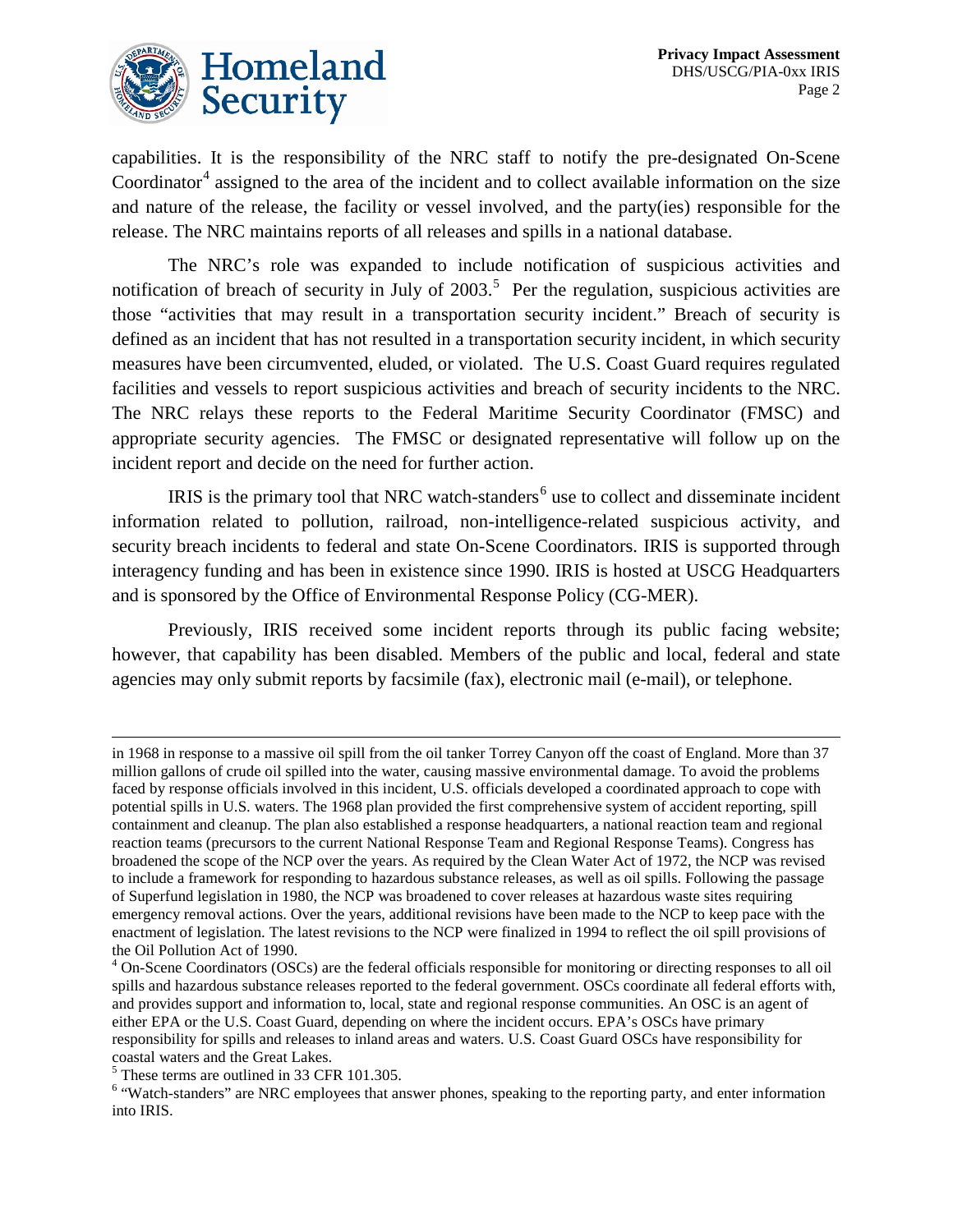capabilities. It is the responsibility of the NRC staff to notify the pre-designated On-Scene Coordinator[4] assigned to the area of the incident and to collect available information on the size and nature of the release, the facility or vessel involved, and the party(ies) responsible for the release. The NRC maintains reports of all releases and spills in a national database.

The NRC's role was expanded to include notification of suspicious activities and notification of breach of security in July of 2003.[5] Per the regulation, suspicious activities are those "activities that may result in a transportation security incident." Breach of security is defined as an incident that has not resulted in a transportation security incident, in which security measures have been circumvented, eluded, or violated. The U.S. Coast Guard requires regulated facilities and vessels to report suspicious activities and breach of security incidents to the NRC. The NRC relays these reports to the Federal Maritime Security Coordinator (FMSC) and appropriate security agencies. The FMSC or designated representative will follow up on the incident report and decide on the need for further action.

IRIS is the primary tool that NRC watch-standers[6] use to collect and disseminate incident information related to pollution, railroad, non-intelligence-related suspicious activity, and security breach incidents to federal and state On-Scene Coordinators. IRIS is supported through interagency funding and has been in existence since 1990. IRIS is hosted at USCG Headquarters and is sponsored by the Office of Environmental Response Policy (CG-MER).

Previously, IRIS received some incident reports through its public facing website; however, that capability has been disabled. Members of the public and local, federal and state agencies may only submit reports by facsimile (fax), electronic mail (e-mail), or telephone.

---

in 1968 in response to a massive oil spill from the oil tanker Torrey Canyon off the coast of England. More than 37 million gallons of crude oil spilled into the water, causing massive environmental damage. To avoid the problems faced by response officials involved in this incident, U.S. officials developed a coordinated approach to cope with potential spills in U.S. waters. The 1968 plan provided the first comprehensive system of accident reporting, spill containment and cleanup. The plan also established a response headquarters, a national reaction team and regional reaction teams (precursors to the current National Response Team and Regional Response Teams). Congress has broadened the scope of the NCP over the years. As required by the Clean Water Act of 1972, the NCP was revised to include a framework for responding to hazardous substance releases, as well as oil spills. Following the passage of Superfund legislation in 1980, the NCP was broadened to cover releases at hazardous waste sites requiring emergency removal actions. Over the years, additional revisions have been made to the NCP to keep pace with the enactment of legislation. The latest revisions to the NCP were finalized in 1994 to reflect the oil spill provisions of the Oil Pollution Act of 1990.

[4] On-Scene Coordinators (OSCs) are the federal officials responsible for monitoring or directing responses to all oil spills and hazardous substance releases reported to the federal government. OSCs coordinate all federal efforts with, and provides support and information to, local, state and regional response communities. An OSC is an agent of either EPA or the U.S. Coast Guard, depending on where the incident occurs. EPA's OSCs have primary responsibility for spills and releases to inland areas and waters. U.S. Coast Guard OSCs have responsibility for coastal waters and the Great Lakes.

[5] These terms are outlined in 33 CFR 101.305.

[6] "Watch-standers" are NRC employees that answer phones, speaking to the reporting party, and enter information into IRIS.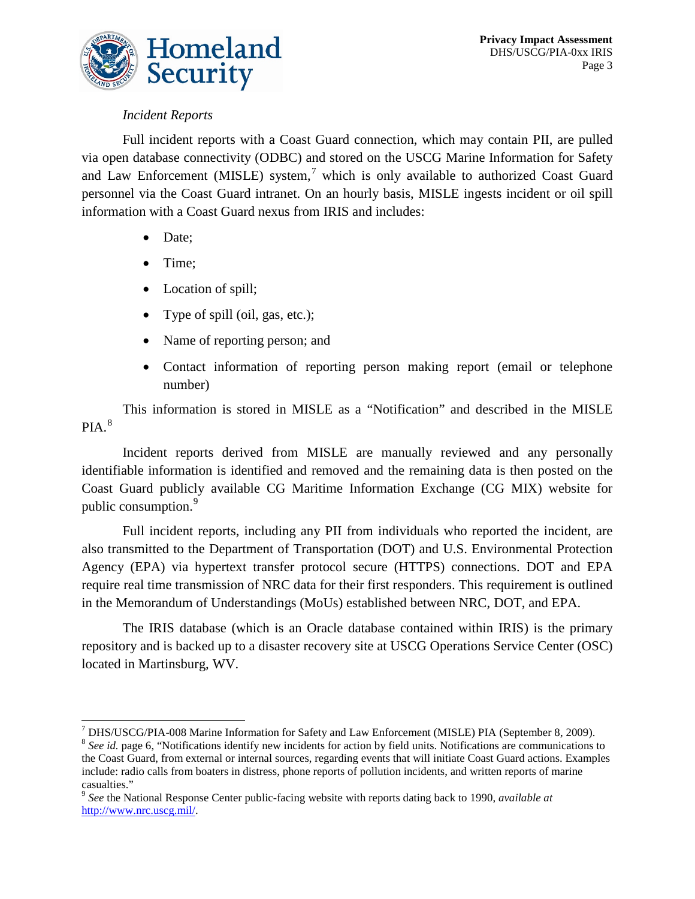*Incident Reports*

Full incident reports with a Coast Guard connection, which may contain PII, are pulled via open database connectivity (ODBC) and stored on the USCG Marine Information for Safety and Law Enforcement (MISLE) system,[7] which is only available to authorized Coast Guard personnel via the Coast Guard intranet. On an hourly basis, MISLE ingests incident or oil spill information with a Coast Guard nexus from IRIS and includes:

- Date;
- Time;
- Location of spill;
- Type of spill (oil, gas, etc.);
- Name of reporting person; and
- Contact information of reporting person making report (email or telephone number)

This information is stored in MISLE as a "Notification" and described in the MISLE PIA.[8]

Incident reports derived from MISLE are manually reviewed and any personally identifiable information is identified and removed and the remaining data is then posted on the Coast Guard publicly available CG Maritime Information Exchange (CG MIX) website for public consumption.[9]

Full incident reports, including any PII from individuals who reported the incident, are also transmitted to the Department of Transportation (DOT) and U.S. Environmental Protection Agency (EPA) via hypertext transfer protocol secure (HTTPS) connections. DOT and EPA require real time transmission of NRC data for their first responders. This requirement is outlined in the Memorandum of Understandings (MoUs) established between NRC, DOT, and EPA.

The IRIS database (which is an Oracle database contained within IRIS) is the primary repository and is backed up to a disaster recovery site at USCG Operations Service Center (OSC) located in Martinsburg, WV.

---

[7] DHS/USCG/PIA-008 Marine Information for Safety and Law Enforcement (MISLE) PIA (September 8, 2009).

[8] *See id.* page 6, "Notifications identify new incidents for action by field units. Notifications are communications to the Coast Guard, from external or internal sources, regarding events that will initiate Coast Guard actions. Examples include: radio calls from boaters in distress, phone reports of pollution incidents, and written reports of marine casualties."

[9] *See* the National Response Center public-facing website with reports dating back to 1990, *available at* http://www.nrc.uscg.mil/.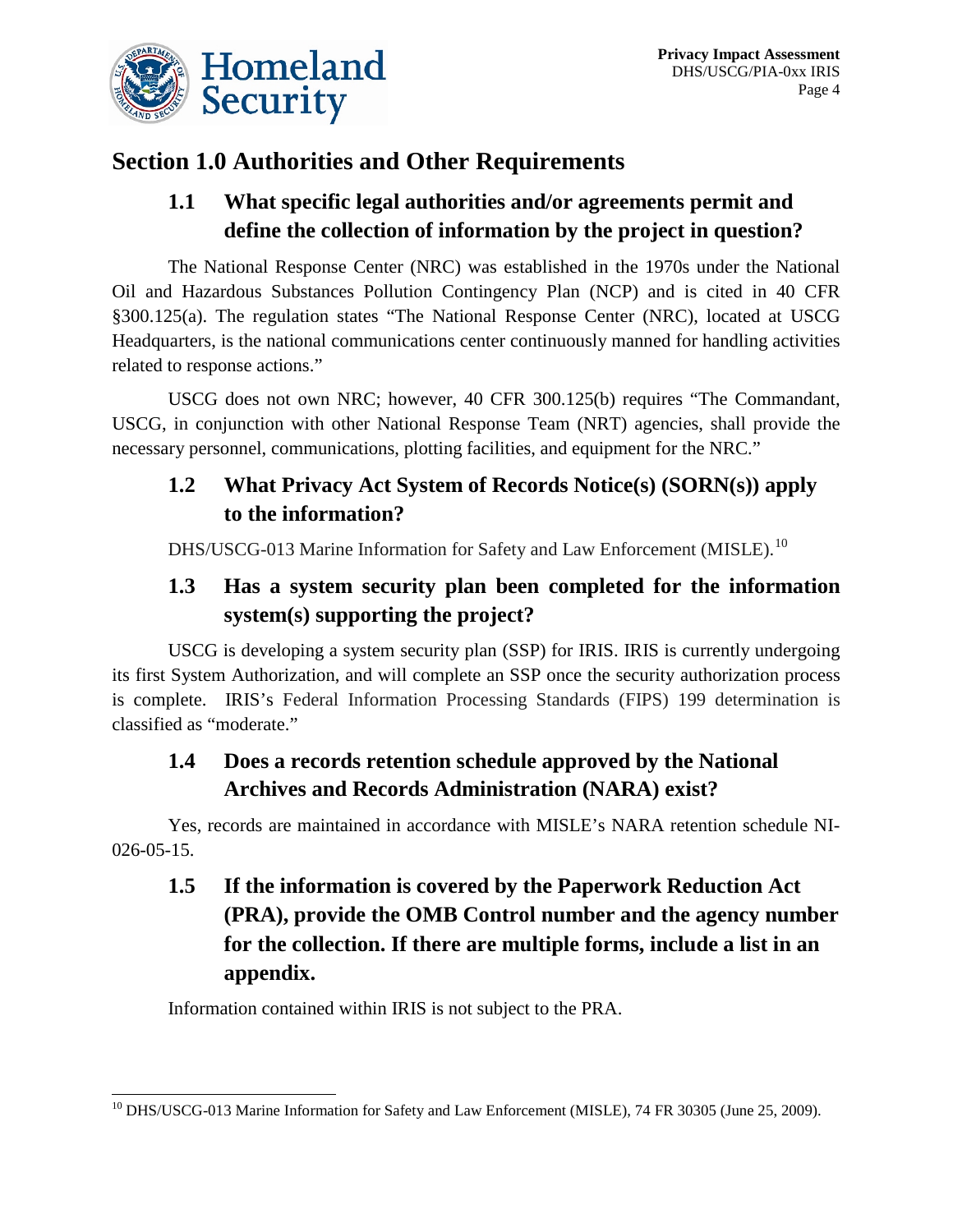## Section 1.0 Authorities and Other Requirements

### 1.1 What specific legal authorities and/or agreements permit and define the collection of information by the project in question?

The National Response Center (NRC) was established in the 1970s under the National Oil and Hazardous Substances Pollution Contingency Plan (NCP) and is cited in 40 CFR §300.125(a). The regulation states "The National Response Center (NRC), located at USCG Headquarters, is the national communications center continuously manned for handling activities related to response actions."

USCG does not own NRC; however, 40 CFR 300.125(b) requires "The Commandant, USCG, in conjunction with other National Response Team (NRT) agencies, shall provide the necessary personnel, communications, plotting facilities, and equipment for the NRC."

### 1.2 What Privacy Act System of Records Notice(s) (SORN(s)) apply to the information?

DHS/USCG-013 Marine Information for Safety and Law Enforcement (MISLE).[10]

### 1.3 Has a system security plan been completed for the information system(s) supporting the project?

USCG is developing a system security plan (SSP) for IRIS. IRIS is currently undergoing its first System Authorization, and will complete an SSP once the security authorization process is complete. IRIS's Federal Information Processing Standards (FIPS) 199 determination is classified as "moderate."

### 1.4 Does a records retention schedule approved by the National Archives and Records Administration (NARA) exist?

Yes, records are maintained in accordance with MISLE's NARA retention schedule NI-026-05-15.

### 1.5 If the information is covered by the Paperwork Reduction Act (PRA), provide the OMB Control number and the agency number for the collection. If there are multiple forms, include a list in an appendix.

Information contained within IRIS is not subject to the PRA.

---

[10] DHS/USCG-013 Marine Information for Safety and Law Enforcement (MISLE), 74 FR 30305 (June 25, 2009).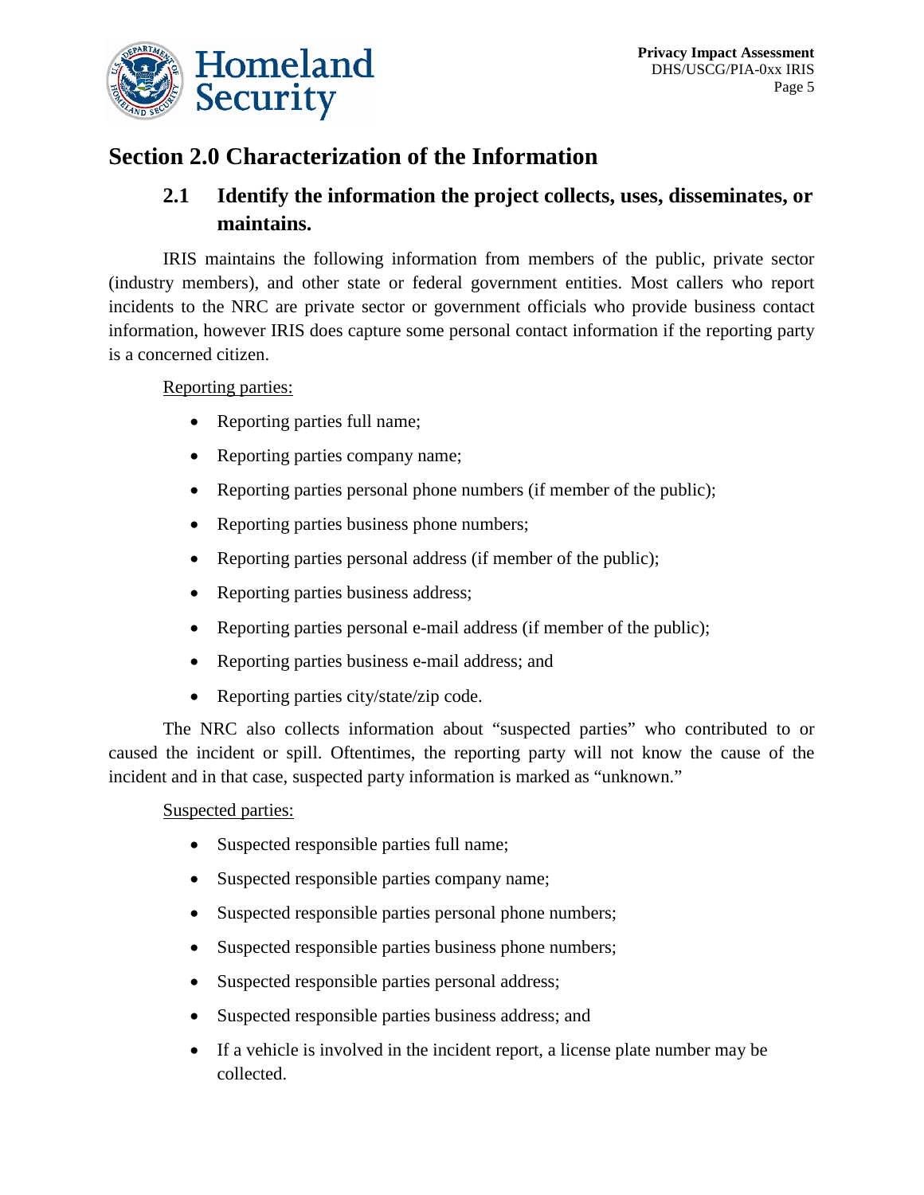## Section 2.0 Characterization of the Information

### 2.1 Identify the information the project collects, uses, disseminates, or maintains.

IRIS maintains the following information from members of the public, private sector (industry members), and other state or federal government entities. Most callers who report incidents to the NRC are private sector or government officials who provide business contact information, however IRIS does capture some personal contact information if the reporting party is a concerned citizen.

Reporting parties:

- Reporting parties full name;
- Reporting parties company name;
- Reporting parties personal phone numbers (if member of the public);
- Reporting parties business phone numbers;
- Reporting parties personal address (if member of the public);
- Reporting parties business address;
- Reporting parties personal e-mail address (if member of the public);
- Reporting parties business e-mail address; and
- Reporting parties city/state/zip code.

The NRC also collects information about "suspected parties" who contributed to or caused the incident or spill. Oftentimes, the reporting party will not know the cause of the incident and in that case, suspected party information is marked as "unknown."

Suspected parties:

- Suspected responsible parties full name;
- Suspected responsible parties company name;
- Suspected responsible parties personal phone numbers;
- Suspected responsible parties business phone numbers;
- Suspected responsible parties personal address;
- Suspected responsible parties business address; and
- If a vehicle is involved in the incident report, a license plate number may be collected.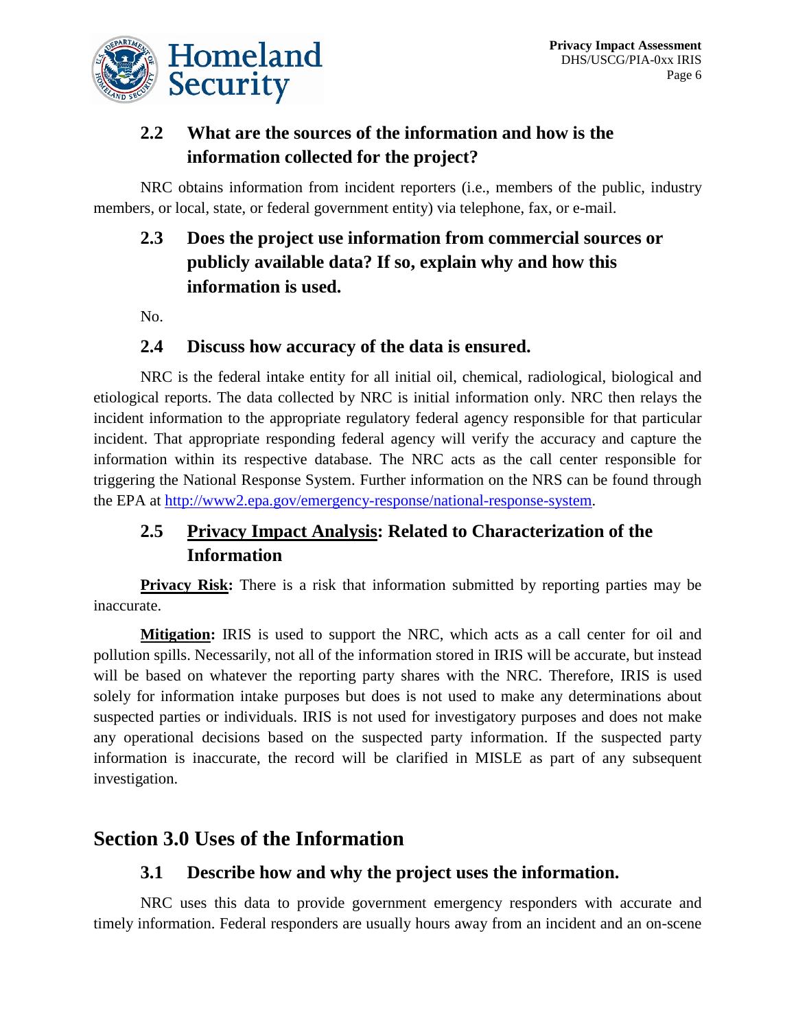### 2.2 What are the sources of the information and how is the information collected for the project?

NRC obtains information from incident reporters (i.e., members of the public, industry members, or local, state, or federal government entity) via telephone, fax, or e-mail.

### 2.3 Does the project use information from commercial sources or publicly available data? If so, explain why and how this information is used.

No.

### 2.4 Discuss how accuracy of the data is ensured.

NRC is the federal intake entity for all initial oil, chemical, radiological, biological and etiological reports. The data collected by NRC is initial information only. NRC then relays the incident information to the appropriate regulatory federal agency responsible for that particular incident. That appropriate responding federal agency will verify the accuracy and capture the information within its respective database. The NRC acts as the call center responsible for triggering the National Response System. Further information on the NRS can be found through the EPA at [http://www2.epa.gov/emergency-response/national-response-system](http://www2.epa.gov/emergency-response/national-response-system).

### 2.5 Privacy Impact Analysis: Related to Characterization of the Information

**Privacy Risk:** There is a risk that information submitted by reporting parties may be inaccurate.

**Mitigation:** IRIS is used to support the NRC, which acts as a call center for oil and pollution spills. Necessarily, not all of the information stored in IRIS will be accurate, but instead will be based on whatever the reporting party shares with the NRC. Therefore, IRIS is used solely for information intake purposes but does is not used to make any determinations about suspected parties or individuals. IRIS is not used for investigatory purposes and does not make any operational decisions based on the suspected party information. If the suspected party information is inaccurate, the record will be clarified in MISLE as part of any subsequent investigation.

## Section 3.0 Uses of the Information

### 3.1 Describe how and why the project uses the information.

NRC uses this data to provide government emergency responders with accurate and timely information. Federal responders are usually hours away from an incident and an on-scene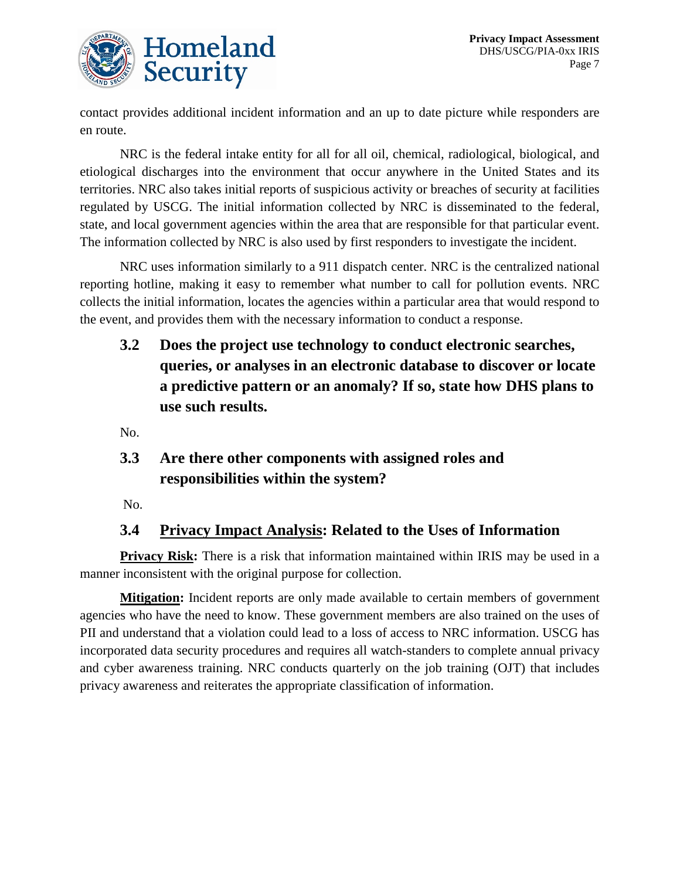contact provides additional incident information and an up to date picture while responders are en route.

NRC is the federal intake entity for all for all oil, chemical, radiological, biological, and etiological discharges into the environment that occur anywhere in the United States and its territories. NRC also takes initial reports of suspicious activity or breaches of security at facilities regulated by USCG. The initial information collected by NRC is disseminated to the federal, state, and local government agencies within the area that are responsible for that particular event. The information collected by NRC is also used by first responders to investigate the incident.

NRC uses information similarly to a 911 dispatch center. NRC is the centralized national reporting hotline, making it easy to remember what number to call for pollution events. NRC collects the initial information, locates the agencies within a particular area that would respond to the event, and provides them with the necessary information to conduct a response.

### 3.2 Does the project use technology to conduct electronic searches, queries, or analyses in an electronic database to discover or locate a predictive pattern or an anomaly? If so, state how DHS plans to use such results.

No.

### 3.3 Are there other components with assigned roles and responsibilities within the system?

No.

### 3.4 Privacy Impact Analysis: Related to the Uses of Information

**Privacy Risk:** There is a risk that information maintained within IRIS may be used in a manner inconsistent with the original purpose for collection.

**Mitigation:** Incident reports are only made available to certain members of government agencies who have the need to know. These government members are also trained on the uses of PII and understand that a violation could lead to a loss of access to NRC information. USCG has incorporated data security procedures and requires all watch-standers to complete annual privacy and cyber awareness training. NRC conducts quarterly on the job training (OJT) that includes privacy awareness and reiterates the appropriate classification of information.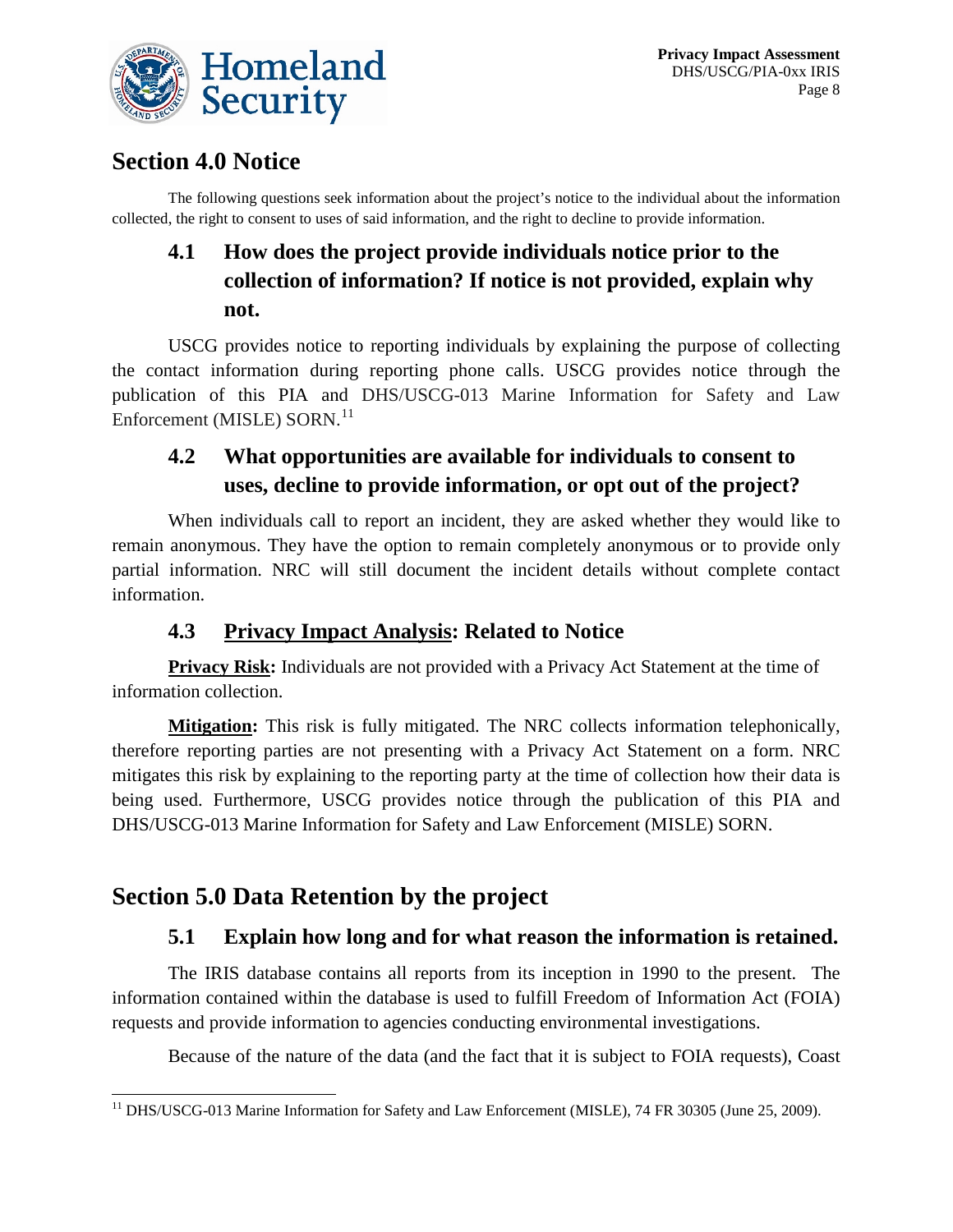## Section 4.0 Notice

The following questions seek information about the project's notice to the individual about the information collected, the right to consent to uses of said information, and the right to decline to provide information.

### 4.1 How does the project provide individuals notice prior to the collection of information? If notice is not provided, explain why not.

USCG provides notice to reporting individuals by explaining the purpose of collecting the contact information during reporting phone calls. USCG provides notice through the publication of this PIA and DHS/USCG-013 Marine Information for Safety and Law Enforcement (MISLE) SORN.[11]

### 4.2 What opportunities are available for individuals to consent to uses, decline to provide information, or opt out of the project?

When individuals call to report an incident, they are asked whether they would like to remain anonymous. They have the option to remain completely anonymous or to provide only partial information. NRC will still document the incident details without complete contact information.

### 4.3 Privacy Impact Analysis: Related to Notice

**Privacy Risk:** Individuals are not provided with a Privacy Act Statement at the time of information collection.

**Mitigation:** This risk is fully mitigated. The NRC collects information telephonically, therefore reporting parties are not presenting with a Privacy Act Statement on a form. NRC mitigates this risk by explaining to the reporting party at the time of collection how their data is being used. Furthermore, USCG provides notice through the publication of this PIA and DHS/USCG-013 Marine Information for Safety and Law Enforcement (MISLE) SORN.

## Section 5.0 Data Retention by the project

### 5.1 Explain how long and for what reason the information is retained.

The IRIS database contains all reports from its inception in 1990 to the present. The information contained within the database is used to fulfill Freedom of Information Act (FOIA) requests and provide information to agencies conducting environmental investigations.

Because of the nature of the data (and the fact that it is subject to FOIA requests), Coast

---

[11] DHS/USCG-013 Marine Information for Safety and Law Enforcement (MISLE), 74 FR 30305 (June 25, 2009).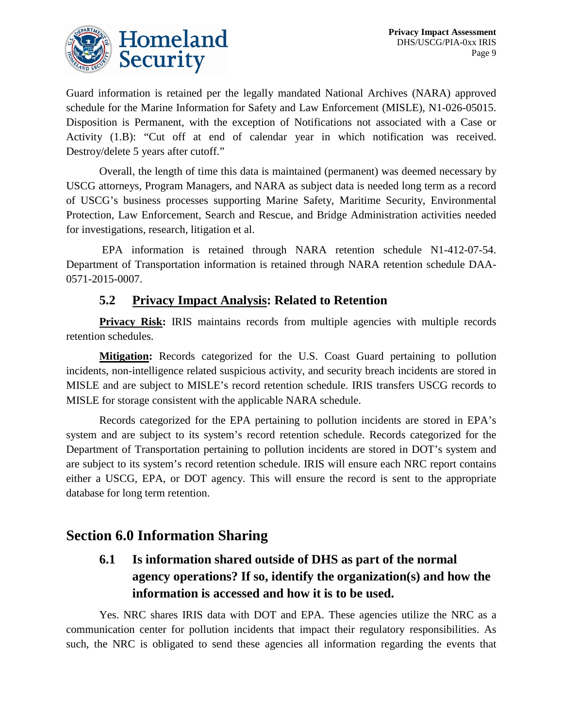Guard information is retained per the legally mandated National Archives (NARA) approved schedule for the Marine Information for Safety and Law Enforcement (MISLE), N1-026-05015. Disposition is Permanent, with the exception of Notifications not associated with a Case or Activity (1.B): "Cut off at end of calendar year in which notification was received. Destroy/delete 5 years after cutoff."

Overall, the length of time this data is maintained (permanent) was deemed necessary by USCG attorneys, Program Managers, and NARA as subject data is needed long term as a record of USCG's business processes supporting Marine Safety, Maritime Security, Environmental Protection, Law Enforcement, Search and Rescue, and Bridge Administration activities needed for investigations, research, litigation et al.

EPA information is retained through NARA retention schedule N1-412-07-54. Department of Transportation information is retained through NARA retention schedule DAA-0571-2015-0007.

### 5.2 Privacy Impact Analysis: Related to Retention

**Privacy Risk:** IRIS maintains records from multiple agencies with multiple records retention schedules.

**Mitigation:** Records categorized for the U.S. Coast Guard pertaining to pollution incidents, non-intelligence related suspicious activity, and security breach incidents are stored in MISLE and are subject to MISLE's record retention schedule. IRIS transfers USCG records to MISLE for storage consistent with the applicable NARA schedule.

Records categorized for the EPA pertaining to pollution incidents are stored in EPA's system and are subject to its system's record retention schedule. Records categorized for the Department of Transportation pertaining to pollution incidents are stored in DOT's system and are subject to its system's record retention schedule. IRIS will ensure each NRC report contains either a USCG, EPA, or DOT agency. This will ensure the record is sent to the appropriate database for long term retention.

## Section 6.0 Information Sharing

### 6.1 Is information shared outside of DHS as part of the normal agency operations? If so, identify the organization(s) and how the information is accessed and how it is to be used.

Yes. NRC shares IRIS data with DOT and EPA. These agencies utilize the NRC as a communication center for pollution incidents that impact their regulatory responsibilities. As such, the NRC is obligated to send these agencies all information regarding the events that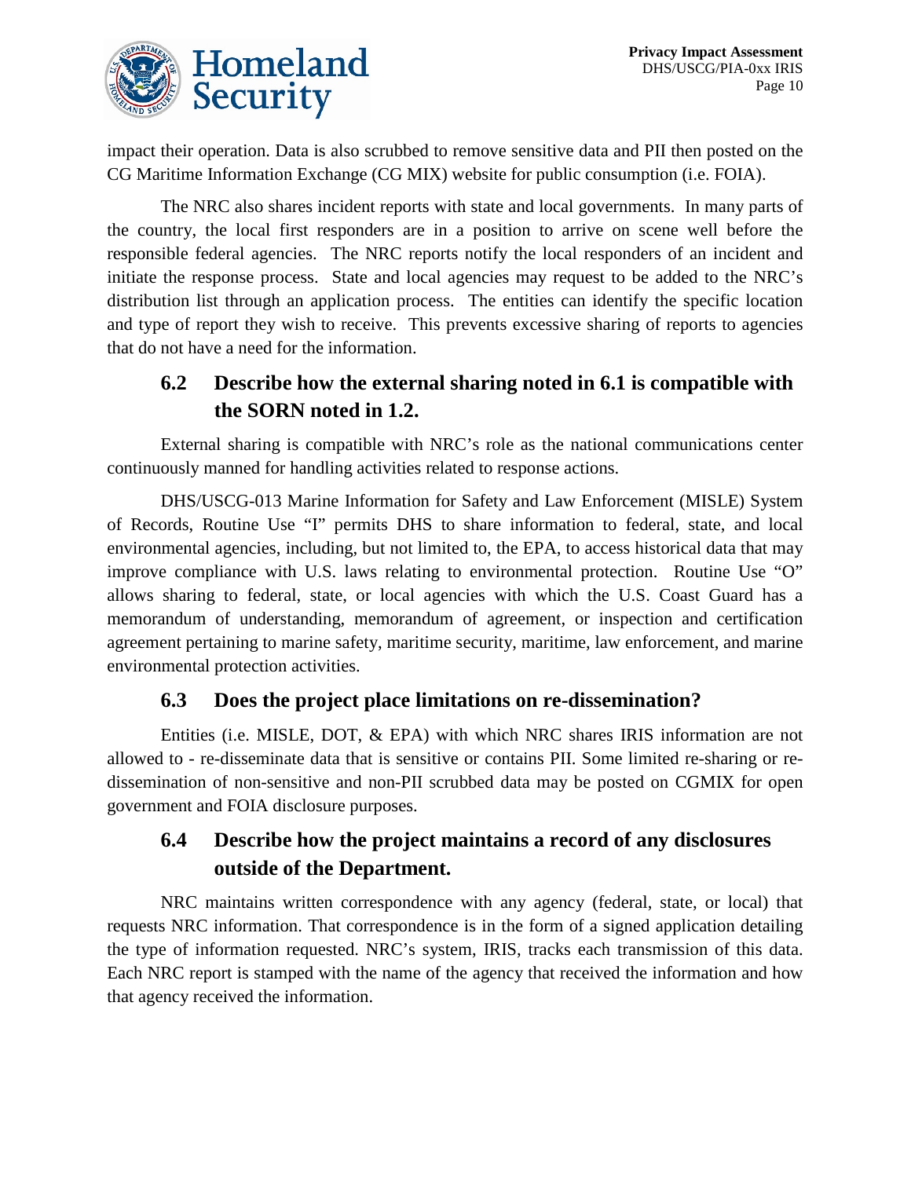impact their operation. Data is also scrubbed to remove sensitive data and PII then posted on the CG Maritime Information Exchange (CG MIX) website for public consumption (i.e. FOIA).

The NRC also shares incident reports with state and local governments. In many parts of the country, the local first responders are in a position to arrive on scene well before the responsible federal agencies. The NRC reports notify the local responders of an incident and initiate the response process. State and local agencies may request to be added to the NRC's distribution list through an application process. The entities can identify the specific location and type of report they wish to receive. This prevents excessive sharing of reports to agencies that do not have a need for the information.

### 6.2 Describe how the external sharing noted in 6.1 is compatible with the SORN noted in 1.2.

External sharing is compatible with NRC's role as the national communications center continuously manned for handling activities related to response actions.

DHS/USCG-013 Marine Information for Safety and Law Enforcement (MISLE) System of Records, Routine Use "I" permits DHS to share information to federal, state, and local environmental agencies, including, but not limited to, the EPA, to access historical data that may improve compliance with U.S. laws relating to environmental protection. Routine Use "O" allows sharing to federal, state, or local agencies with which the U.S. Coast Guard has a memorandum of understanding, memorandum of agreement, or inspection and certification agreement pertaining to marine safety, maritime security, maritime, law enforcement, and marine environmental protection activities.

### 6.3 Does the project place limitations on re-dissemination?

Entities (i.e. MISLE, DOT, & EPA) with which NRC shares IRIS information are not allowed to - re-disseminate data that is sensitive or contains PII. Some limited re-sharing or re-dissemination of non-sensitive and non-PII scrubbed data may be posted on CGMIX for open government and FOIA disclosure purposes.

### 6.4 Describe how the project maintains a record of any disclosures outside of the Department.

NRC maintains written correspondence with any agency (federal, state, or local) that requests NRC information. That correspondence is in the form of a signed application detailing the type of information requested. NRC's system, IRIS, tracks each transmission of this data. Each NRC report is stamped with the name of the agency that received the information and how that agency received the information.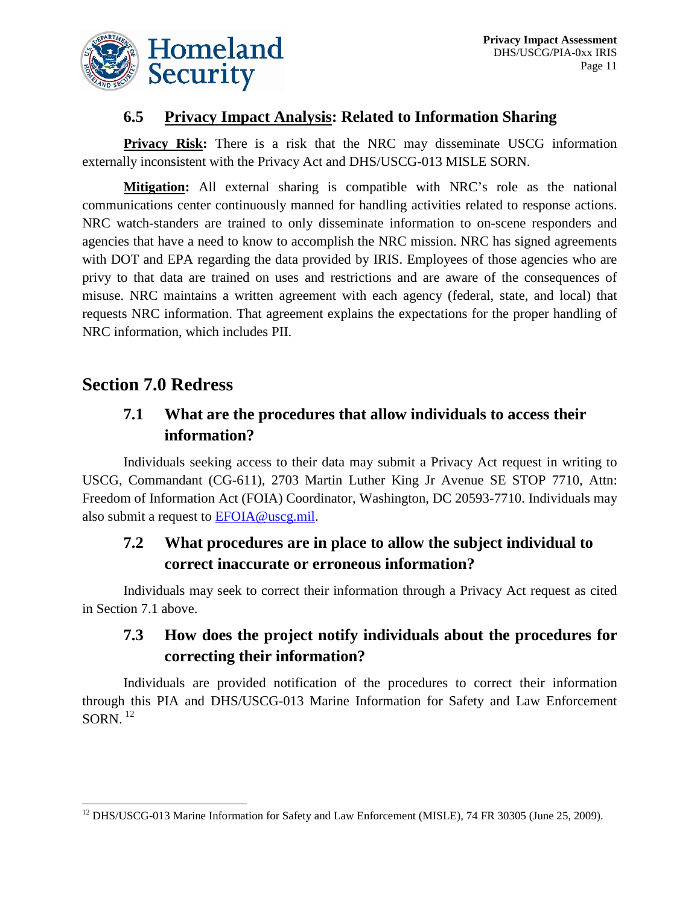### 6.5 <u>Privacy Impact Analysis</u>: Related to Information Sharing

**<u>Privacy Risk</u>:** There is a risk that the NRC may disseminate USCG information externally inconsistent with the Privacy Act and DHS/USCG-013 MISLE SORN.

**<u>Mitigation</u>:** All external sharing is compatible with NRC's role as the national communications center continuously manned for handling activities related to response actions. NRC watch-standers are trained to only disseminate information to on-scene responders and agencies that have a need to know to accomplish the NRC mission. NRC has signed agreements with DOT and EPA regarding the data provided by IRIS. Employees of those agencies who are privy to that data are trained on uses and restrictions and are aware of the consequences of misuse. NRC maintains a written agreement with each agency (federal, state, and local) that requests NRC information. That agreement explains the expectations for the proper handling of NRC information, which includes PII.

## Section 7.0 Redress

### 7.1 What are the procedures that allow individuals to access their information?

Individuals seeking access to their data may submit a Privacy Act request in writing to USCG, Commandant (CG-611), 2703 Martin Luther King Jr Avenue SE STOP 7710, Attn: Freedom of Information Act (FOIA) Coordinator, Washington, DC 20593-7710. Individuals may also submit a request to EFOIA@uscg.mil.

### 7.2 What procedures are in place to allow the subject individual to correct inaccurate or erroneous information?

Individuals may seek to correct their information through a Privacy Act request as cited in Section 7.1 above.

### 7.3 How does the project notify individuals about the procedures for correcting their information?

Individuals are provided notification of the procedures to correct their information through this PIA and DHS/USCG-013 Marine Information for Safety and Law Enforcement SORN. [12]

---

[12] DHS/USCG-013 Marine Information for Safety and Law Enforcement (MISLE), 74 FR 30305 (June 25, 2009).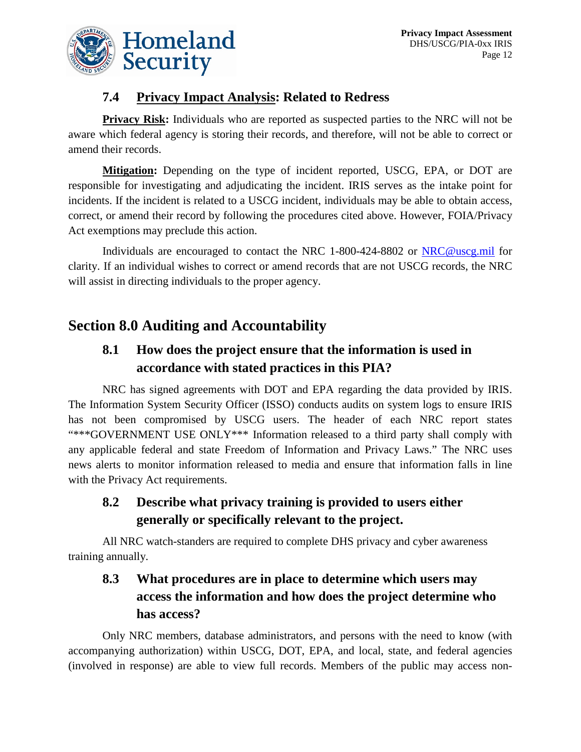### 7.4 Privacy Impact Analysis: Related to Redress

**Privacy Risk:** Individuals who are reported as suspected parties to the NRC will not be aware which federal agency is storing their records, and therefore, will not be able to correct or amend their records.

**Mitigation:** Depending on the type of incident reported, USCG, EPA, or DOT are responsible for investigating and adjudicating the incident. IRIS serves as the intake point for incidents. If the incident is related to a USCG incident, individuals may be able to obtain access, correct, or amend their record by following the procedures cited above. However, FOIA/Privacy Act exemptions may preclude this action.

Individuals are encouraged to contact the NRC 1-800-424-8802 or NRC@uscg.mil for clarity. If an individual wishes to correct or amend records that are not USCG records, the NRC will assist in directing individuals to the proper agency.

## Section 8.0 Auditing and Accountability

### 8.1 How does the project ensure that the information is used in accordance with stated practices in this PIA?

NRC has signed agreements with DOT and EPA regarding the data provided by IRIS. The Information System Security Officer (ISSO) conducts audits on system logs to ensure IRIS has not been compromised by USCG users. The header of each NRC report states "***GOVERNMENT USE ONLY*** Information released to a third party shall comply with any applicable federal and state Freedom of Information and Privacy Laws." The NRC uses news alerts to monitor information released to media and ensure that information falls in line with the Privacy Act requirements.

### 8.2 Describe what privacy training is provided to users either generally or specifically relevant to the project.

All NRC watch-standers are required to complete DHS privacy and cyber awareness training annually.

### 8.3 What procedures are in place to determine which users may access the information and how does the project determine who has access?

Only NRC members, database administrators, and persons with the need to know (with accompanying authorization) within USCG, DOT, EPA, and local, state, and federal agencies (involved in response) are able to view full records. Members of the public may access non-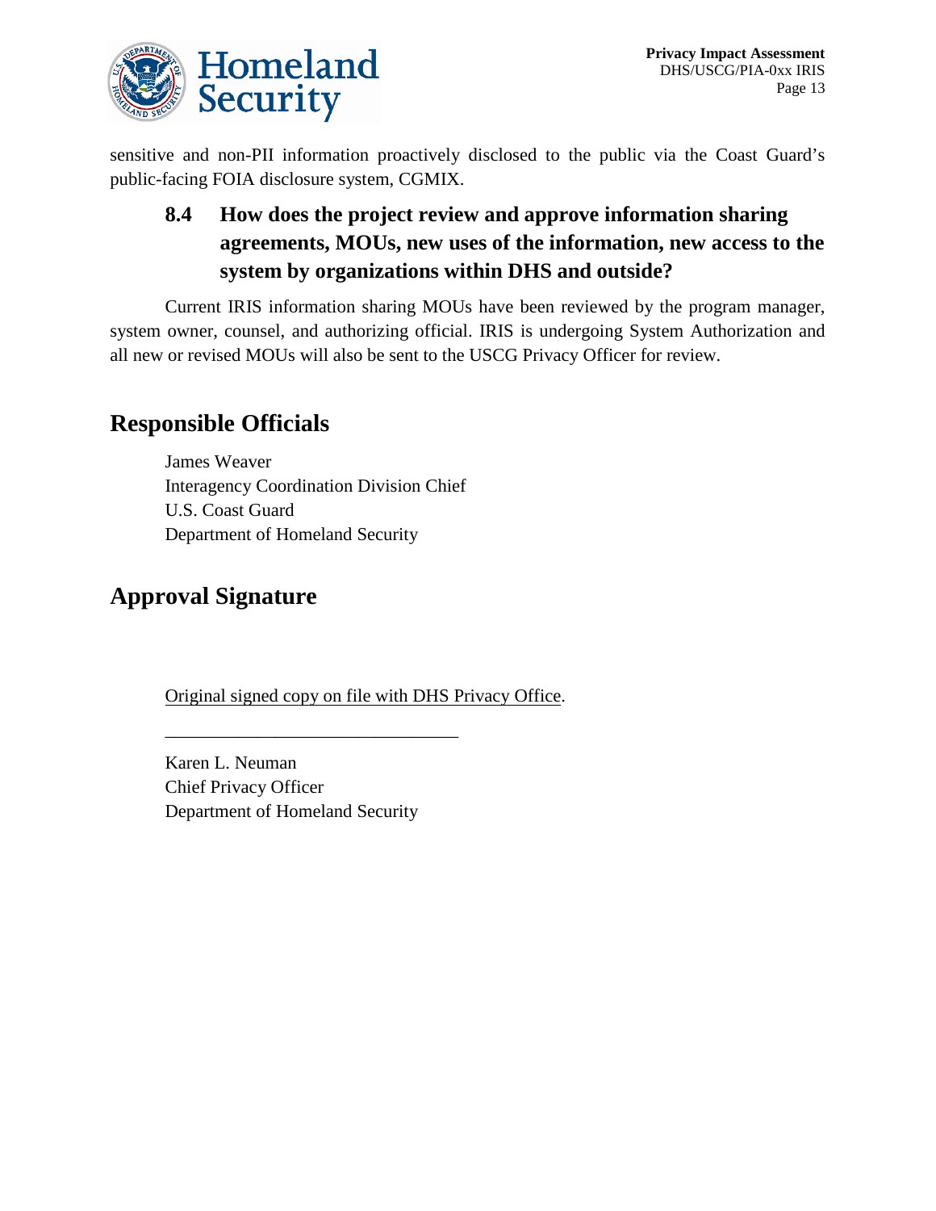sensitive and non-PII information proactively disclosed to the public via the Coast Guard's public-facing FOIA disclosure system, CGMIX.

### 8.4 How does the project review and approve information sharing agreements, MOUs, new uses of the information, new access to the system by organizations within DHS and outside?

Current IRIS information sharing MOUs have been reviewed by the program manager, system owner, counsel, and authorizing official. IRIS is undergoing System Authorization and all new or revised MOUs will also be sent to the USCG Privacy Officer for review.

## Responsible Officials

James Weaver
Interagency Coordination Division Chief
U.S. Coast Guard
Department of Homeland Security

## Approval Signature

Original signed copy on file with DHS Privacy Office.

________________________________

Karen L. Neuman
Chief Privacy Officer
Department of Homeland Security